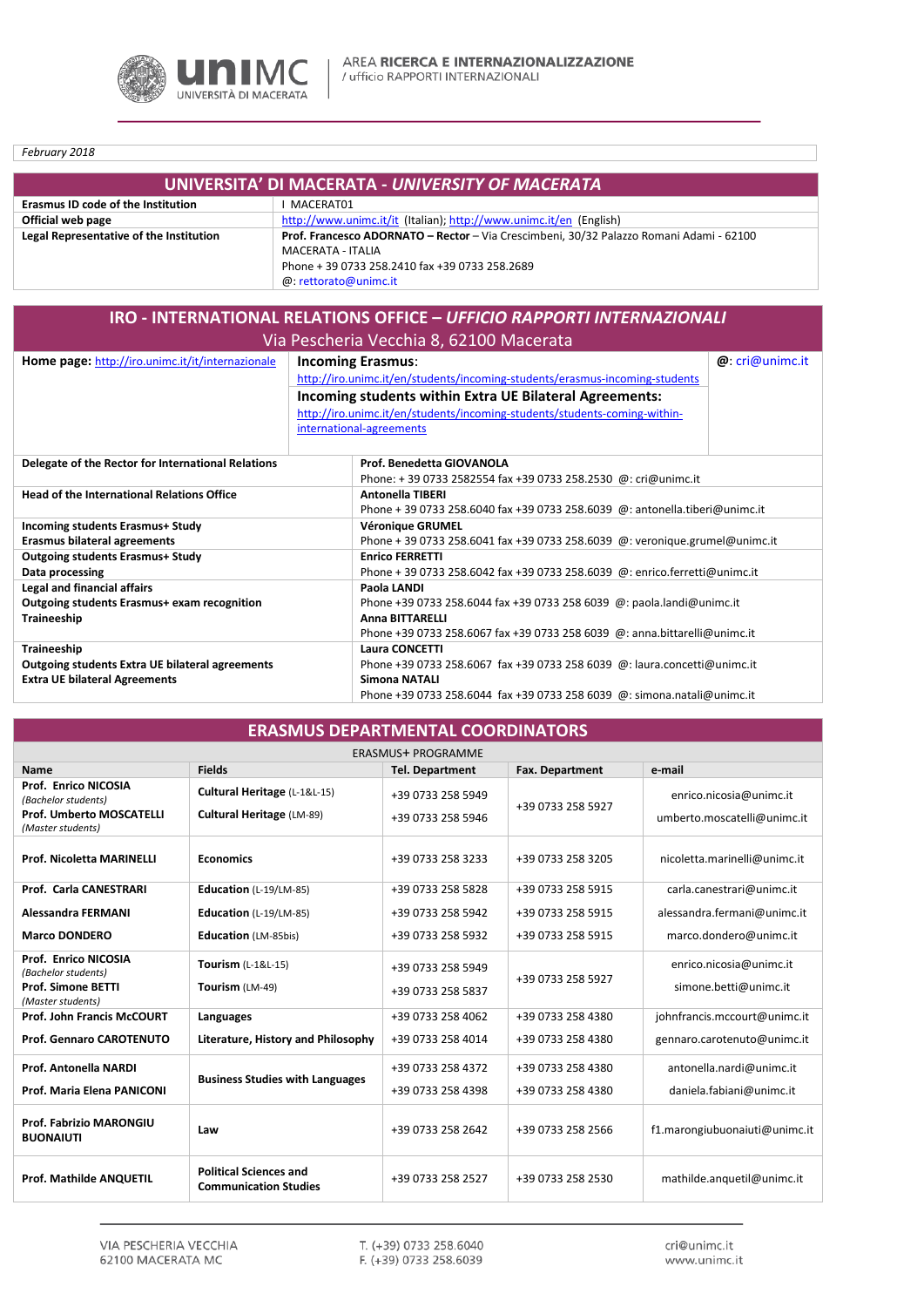AREA **RICERCA E INTERNAZIONALIZZAZIONE**
/ ufficio RAPPORTI INTERNAZIONALI

*February 2018*

## UNIVERSITA' DI MACERATA - *UNIVERSITY OF MACERATA*

| | |
|---|---|
| **Erasmus ID code of the Institution** | I MACERAT01 |
| **Official web page** | http://www.unimc.it/it (Italian); http://www.unimc.it/en (English) |
| **Legal Representative of the Institution** | **Prof. Francesco ADORNATO – Rector** – Via Crescimbeni, 30/32 Palazzo Romani Adami - 62100 MACERATA - ITALIA<br>Phone + 39 0733 258.2410 fax +39 0733 258.2689<br>@: rettorato@unimc.it |

## IRO - INTERNATIONAL RELATIONS OFFICE – *UFFICIO RAPPORTI INTERNAZIONALI*

Via Pescheria Vecchia 8, 62100 Macerata

| | | |
|---|---|---|
| **Home page:** http://iro.unimc.it/it/internazionale | **Incoming Erasmus**:<br>http://iro.unimc.it/en/students/incoming-students/erasmus-incoming-students<br>**Incoming students within Extra UE Bilateral Agreements:**<br>http://iro.unimc.it/en/students/incoming-students/students-coming-within-international-agreements | **@**: cri@unimc.it |

| | |
|---|---|
| **Delegate of the Rector for International Relations** | **Prof. Benedetta GIOVANOLA**<br>Phone: + 39 0733 2582554 fax +39 0733 258.2530 @: cri@unimc.it |
| **Head of the International Relations Office** | **Antonella TIBERI**<br>Phone + 39 0733 258.6040 fax +39 0733 258.6039 @: antonella.tiberi@unimc.it |
| **Incoming students Erasmus+ Study**<br>**Erasmus bilateral agreements** | **Véronique GRUMEL**<br>Phone + 39 0733 258.6041 fax +39 0733 258.6039 @: veronique.grumel@unimc.it |
| **Outgoing students Erasmus+ Study**<br>**Data processing** | **Enrico FERRETTI**<br>Phone + 39 0733 258.6042 fax +39 0733 258.6039 @: enrico.ferretti@unimc.it |
| **Legal and financial affairs**<br>**Outgoing students Erasmus+ exam recognition**<br>**Traineeship** | **Paola LANDI**<br>Phone +39 0733 258.6044 fax +39 0733 258 6039 @: paola.landi@unimc.it<br>**Anna BITTARELLI**<br>Phone +39 0733 258.6067 fax +39 0733 258 6039 @: anna.bittarelli@unimc.it |
| **Traineeship**<br>**Outgoing students Extra UE bilateral agreements**<br>**Extra UE bilateral Agreements** | **Laura CONCETTI**<br>Phone +39 0733 258.6067 fax +39 0733 258 6039 @: laura.concetti@unimc.it<br>**Simona NATALI**<br>Phone +39 0733 258.6044 fax +39 0733 258 6039 @: simona.natali@unimc.it |

## ERASMUS DEPARTMENTAL COORDINATORS

ERASMUS+ PROGRAMME

| Name | Fields | Tel. Department | Fax. Department | e-mail |
|---|---|---|---|---|
| **Prof. Enrico NICOSIA** *(Bachelor students)* | **Cultural Heritage** (L-1&L-15) | +39 0733 258 5949 | +39 0733 258 5927 | enrico.nicosia@unimc.it |
| **Prof. Umberto MOSCATELLI** *(Master students)* | **Cultural Heritage** (LM-89) | +39 0733 258 5946 | | umberto.moscatelli@unimc.it |
| **Prof. Nicoletta MARINELLI** | **Economics** | +39 0733 258 3233 | +39 0733 258 3205 | nicoletta.marinelli@unimc.it |
| **Prof. Carla CANESTRARI** | **Education** (L-19/LM-85) | +39 0733 258 5828 | +39 0733 258 5915 | carla.canestrari@unimc.it |
| **Alessandra FERMANI** | **Education** (L-19/LM-85) | +39 0733 258 5942 | +39 0733 258 5915 | alessandra.fermani@unimc.it |
| **Marco DONDERO** | **Education** (LM-85bis) | +39 0733 258 5932 | +39 0733 258 5915 | marco.dondero@unimc.it |
| **Prof. Enrico NICOSIA** *(Bachelor students)* | **Tourism** (L-1&L-15) | +39 0733 258 5949 | +39 0733 258 5927 | enrico.nicosia@unimc.it |
| **Prof. Simone BETTI** *(Master students)* | **Tourism** (LM-49) | +39 0733 258 5837 | | simone.betti@unimc.it |
| **Prof. John Francis McCOURT** | **Languages** | +39 0733 258 4062 | +39 0733 258 4380 | johnfrancis.mccourt@unimc.it |
| **Prof. Gennaro CAROTENUTO** | **Literature, History and Philosophy** | +39 0733 258 4014 | +39 0733 258 4380 | gennaro.carotenuto@unimc.it |
| **Prof. Antonella NARDI** | **Business Studies with Languages** | +39 0733 258 4372 | +39 0733 258 4380 | antonella.nardi@unimc.it |
| **Prof. Maria Elena PANICONI** | | +39 0733 258 4398 | +39 0733 258 4380 | daniela.fabiani@unimc.it |
| **Prof. Fabrizio MARONGIU BUONAIUTI** | **Law** | +39 0733 258 2642 | +39 0733 258 2566 | f1.marongiubuonaiuti@unimc.it |
| **Prof. Mathilde ANQUETIL** | **Political Sciences and Communication Studies** | +39 0733 258 2527 | +39 0733 258 2530 | mathilde.anquetil@unimc.it |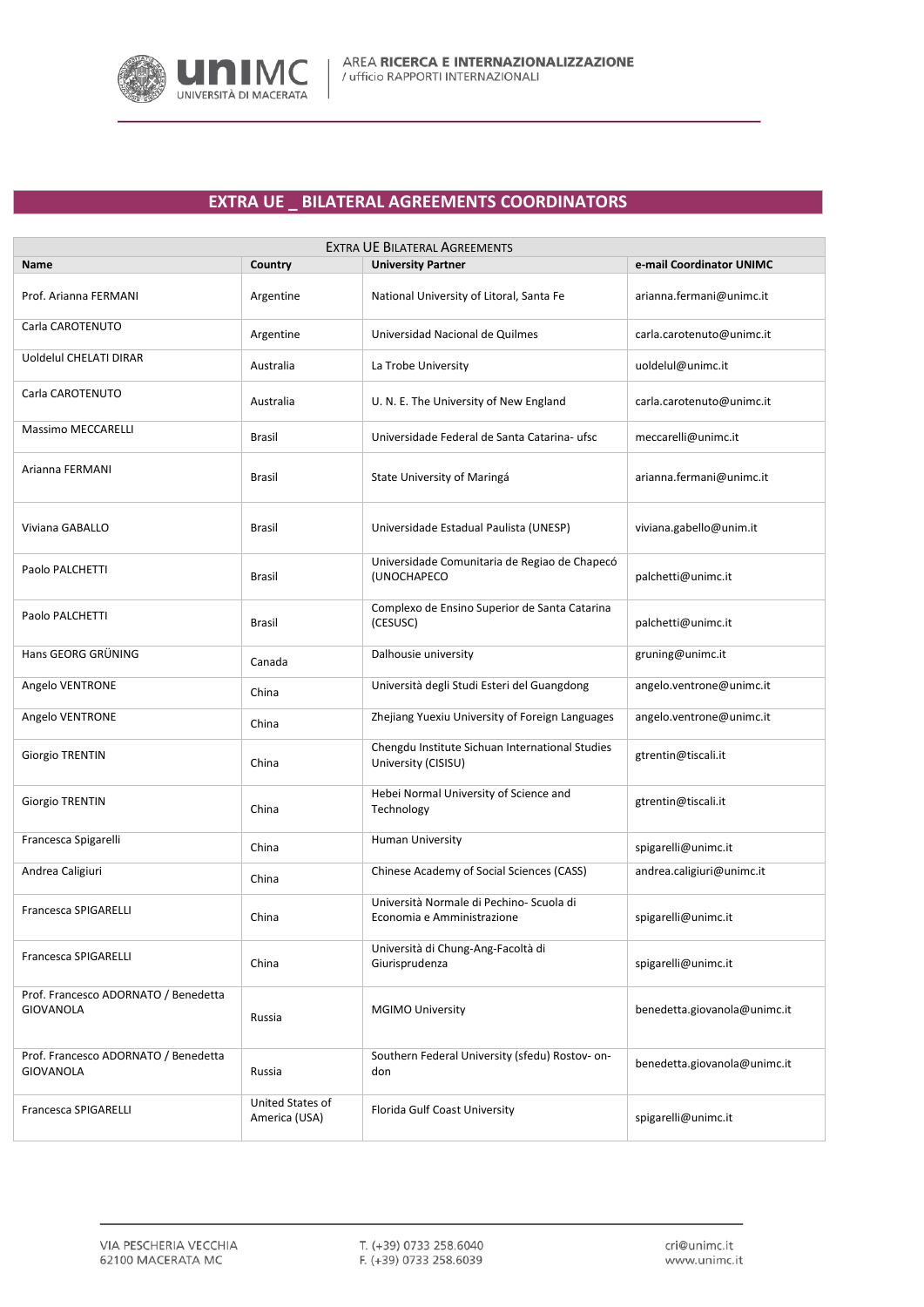## EXTRA UE _ BILATERAL AGREEMENTS COORDINATORS

| EXTRA UE BILATERAL AGREEMENTS | | | |
|---|---|---|---|
| **Name** | **Country** | **University Partner** | **e-mail Coordinator UNIMC** |
| Prof. Arianna FERMANI | Argentine | National University of Litoral, Santa Fe | arianna.fermani@unimc.it |
| Carla CAROTENUTO | Argentine | Universidad Nacional de Quilmes | carla.carotenuto@unimc.it |
| Uoldelul CHELATI DIRAR | Australia | La Trobe University | uoldelul@unimc.it |
| Carla CAROTENUTO | Australia | U. N. E. The University of New England | carla.carotenuto@unimc.it |
| Massimo MECCARELLI | Brasil | Universidade Federal de Santa Catarina- ufsc | meccarelli@unimc.it |
| Arianna FERMANI | Brasil | State University of Maringá | arianna.fermani@unimc.it |
| Viviana GABALLO | Brasil | Universidade Estadual Paulista (UNESP) | viviana.gabello@unim.it |
| Paolo PALCHETTI | Brasil | Universidade Comunitaria de Regiao de Chapecó (UNOCHAPECO | palchetti@unimc.it |
| Paolo PALCHETTI | Brasil | Complexo de Ensino Superior de Santa Catarina (CESUSC) | palchetti@unimc.it |
| Hans GEORG GRÜNING | Canada | Dalhousie university | gruning@unimc.it |
| Angelo VENTRONE | China | Università degli Studi Esteri del Guangdong | angelo.ventrone@unimc.it |
| Angelo VENTRONE | China | Zhejiang Yuexiu University of Foreign Languages | angelo.ventrone@unimc.it |
| Giorgio TRENTIN | China | Chengdu Institute Sichuan International Studies University (CISISU) | gtrentin@tiscali.it |
| Giorgio TRENTIN | China | Hebei Normal University of Science and Technology | gtrentin@tiscali.it |
| Francesca Spigarelli | China | Human University | spigarelli@unimc.it |
| Andrea Caligiuri | China | Chinese Academy of Social Sciences (CASS) | andrea.caligiuri@unimc.it |
| Francesca SPIGARELLI | China | Università Normale di Pechino- Scuola di Economia e Amministrazione | spigarelli@unimc.it |
| Francesca SPIGARELLI | China | Università di Chung-Ang-Facoltà di Giurisprudenza | spigarelli@unimc.it |
| Prof. Francesco ADORNATO / Benedetta GIOVANOLA | Russia | MGIMO University | benedetta.giovanola@unimc.it |
| Prof. Francesco ADORNATO / Benedetta GIOVANOLA | Russia | Southern Federal University (sfedu) Rostov- on-don | benedetta.giovanola@unimc.it |
| Francesca SPIGARELLI | United States of America (USA) | Florida Gulf Coast University | spigarelli@unimc.it |